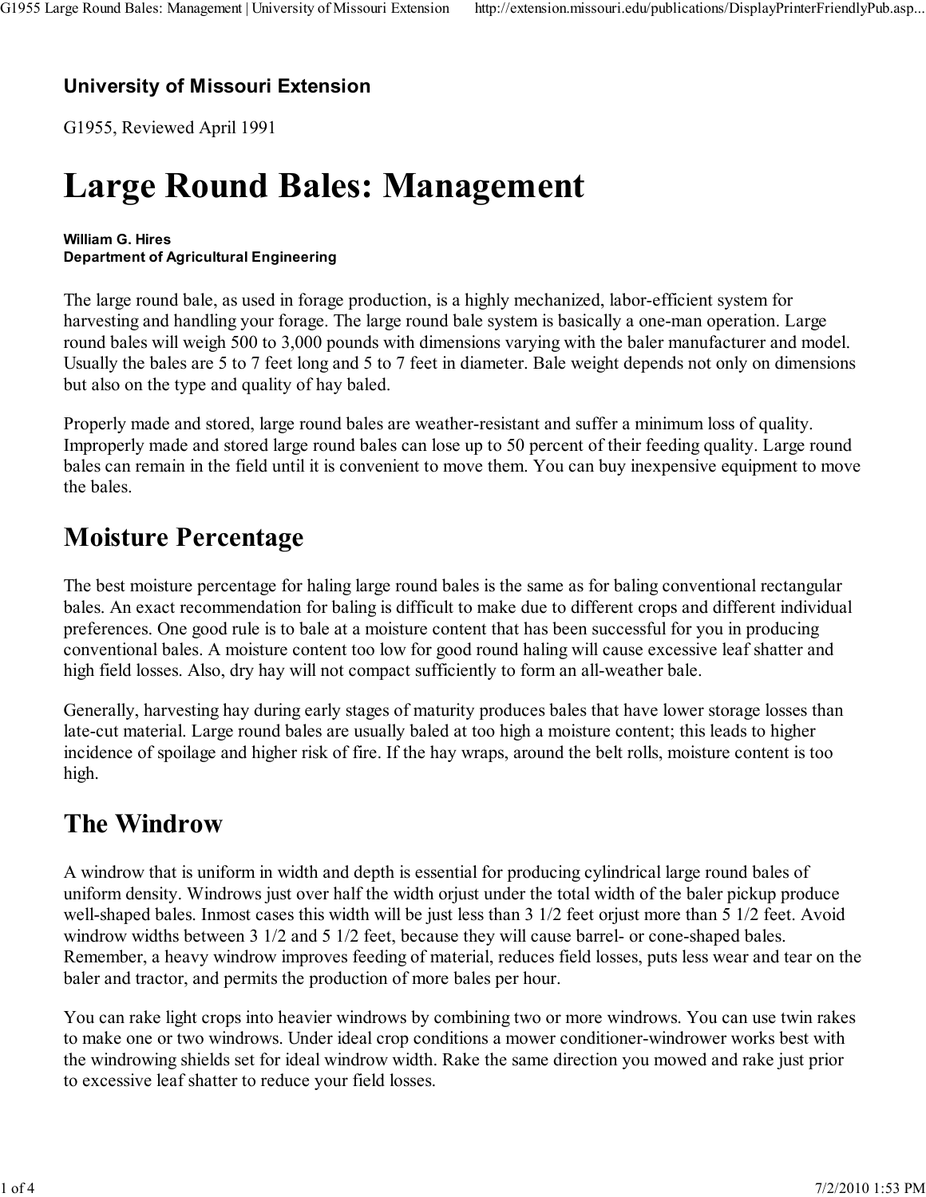## University of Missouri Extension

G1955, Reviewed April 1991

# Large Round Bales: Management

**William G. Hires**
**Department of Agricultural Engineering**

The large round bale, as used in forage production, is a highly mechanized, labor-efficient system for harvesting and handling your forage. The large round bale system is basically a one-man operation. Large round bales will weigh 500 to 3,000 pounds with dimensions varying with the baler manufacturer and model. Usually the bales are 5 to 7 feet long and 5 to 7 feet in diameter. Bale weight depends not only on dimensions but also on the type and quality of hay baled.

Properly made and stored, large round bales are weather-resistant and suffer a minimum loss of quality. Improperly made and stored large round bales can lose up to 50 percent of their feeding quality. Large round bales can remain in the field until it is convenient to move them. You can buy inexpensive equipment to move the bales.

## Moisture Percentage

The best moisture percentage for haling large round bales is the same as for baling conventional rectangular bales. An exact recommendation for baling is difficult to make due to different crops and different individual preferences. One good rule is to bale at a moisture content that has been successful for you in producing conventional bales. A moisture content too low for good round haling will cause excessive leaf shatter and high field losses. Also, dry hay will not compact sufficiently to form an all-weather bale.

Generally, harvesting hay during early stages of maturity produces bales that have lower storage losses than late-cut material. Large round bales are usually baled at too high a moisture content; this leads to higher incidence of spoilage and higher risk of fire. If the hay wraps, around the belt rolls, moisture content is too high.

## The Windrow

A windrow that is uniform in width and depth is essential for producing cylindrical large round bales of uniform density. Windrows just over half the width orjust under the total width of the baler pickup produce well-shaped bales. Inmost cases this width will be just less than 3 1/2 feet orjust more than 5 1/2 feet. Avoid windrow widths between 3 1/2 and 5 1/2 feet, because they will cause barrel- or cone-shaped bales. Remember, a heavy windrow improves feeding of material, reduces field losses, puts less wear and tear on the baler and tractor, and permits the production of more bales per hour.

You can rake light crops into heavier windrows by combining two or more windrows. You can use twin rakes to make one or two windrows. Under ideal crop conditions a mower conditioner-windrower works best with the windrowing shields set for ideal windrow width. Rake the same direction you mowed and rake just prior to excessive leaf shatter to reduce your field losses.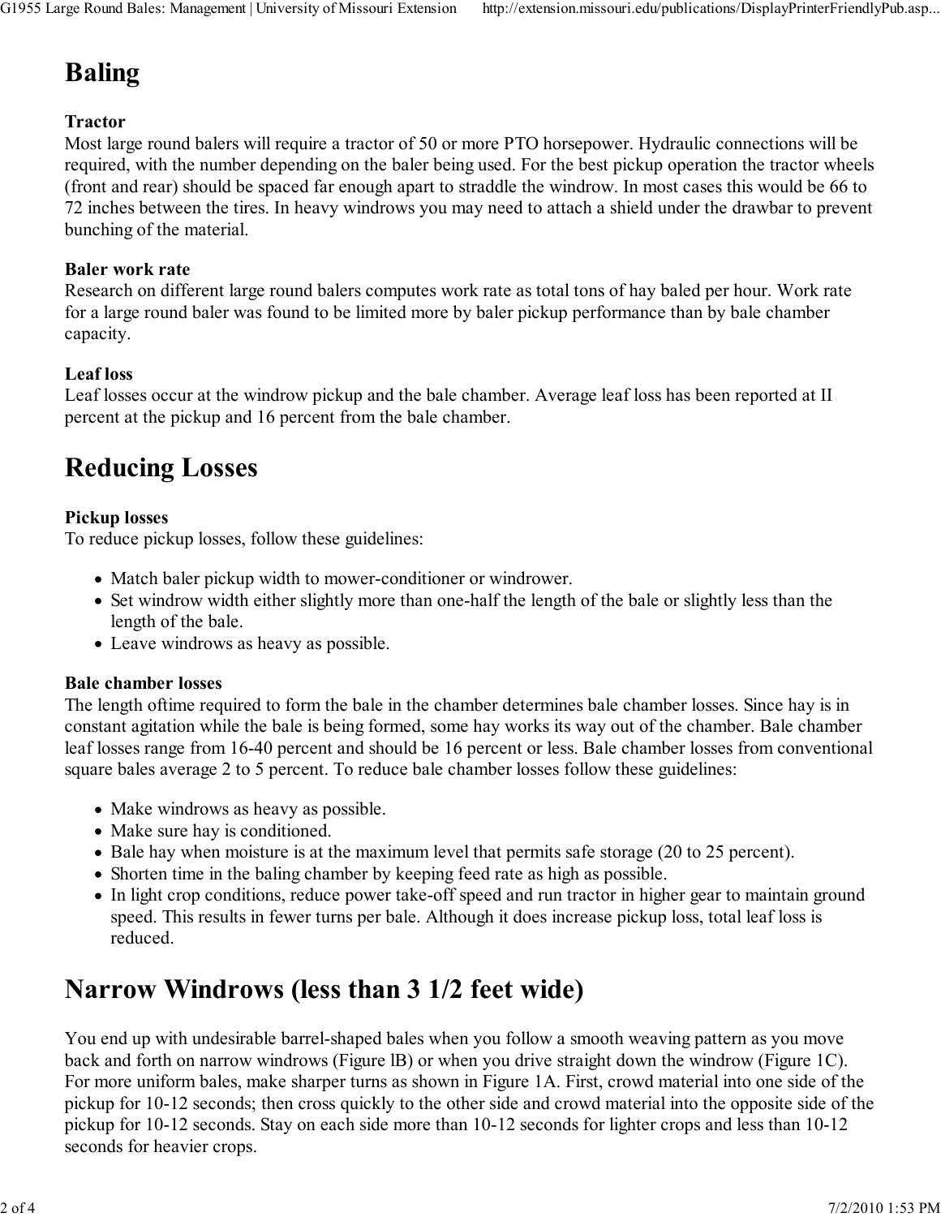# Baling

**Tractor**
Most large round balers will require a tractor of 50 or more PTO horsepower. Hydraulic connections will be required, with the number depending on the baler being used. For the best pickup operation the tractor wheels (front and rear) should be spaced far enough apart to straddle the windrow. In most cases this would be 66 to 72 inches between the tires. In heavy windrows you may need to attach a shield under the drawbar to prevent bunching of the material.

**Baler work rate**
Research on different large round balers computes work rate as total tons of hay baled per hour. Work rate for a large round baler was found to be limited more by baler pickup performance than by bale chamber capacity.

**Leaf loss**
Leaf losses occur at the windrow pickup and the bale chamber. Average leaf loss has been reported at II percent at the pickup and 16 percent from the bale chamber.

# Reducing Losses

**Pickup losses**
To reduce pickup losses, follow these guidelines:

- Match baler pickup width to mower-conditioner or windrower.
- Set windrow width either slightly more than one-half the length of the bale or slightly less than the length of the bale.
- Leave windrows as heavy as possible.

**Bale chamber losses**
The length oftime required to form the bale in the chamber determines bale chamber losses. Since hay is in constant agitation while the bale is being formed, some hay works its way out of the chamber. Bale chamber leaf losses range from 16-40 percent and should be 16 percent or less. Bale chamber losses from conventional square bales average 2 to 5 percent. To reduce bale chamber losses follow these guidelines:

- Make windrows as heavy as possible.
- Make sure hay is conditioned.
- Bale hay when moisture is at the maximum level that permits safe storage (20 to 25 percent).
- Shorten time in the baling chamber by keeping feed rate as high as possible.
- In light crop conditions, reduce power take-off speed and run tractor in higher gear to maintain ground speed. This results in fewer turns per bale. Although it does increase pickup loss, total leaf loss is reduced.

# Narrow Windrows (less than 3 1/2 feet wide)

You end up with undesirable barrel-shaped bales when you follow a smooth weaving pattern as you move back and forth on narrow windrows (Figure lB) or when you drive straight down the windrow (Figure 1C). For more uniform bales, make sharper turns as shown in Figure 1A. First, crowd material into one side of the pickup for 10-12 seconds; then cross quickly to the other side and crowd material into the opposite side of the pickup for 10-12 seconds. Stay on each side more than 10-12 seconds for lighter crops and less than 10-12 seconds for heavier crops.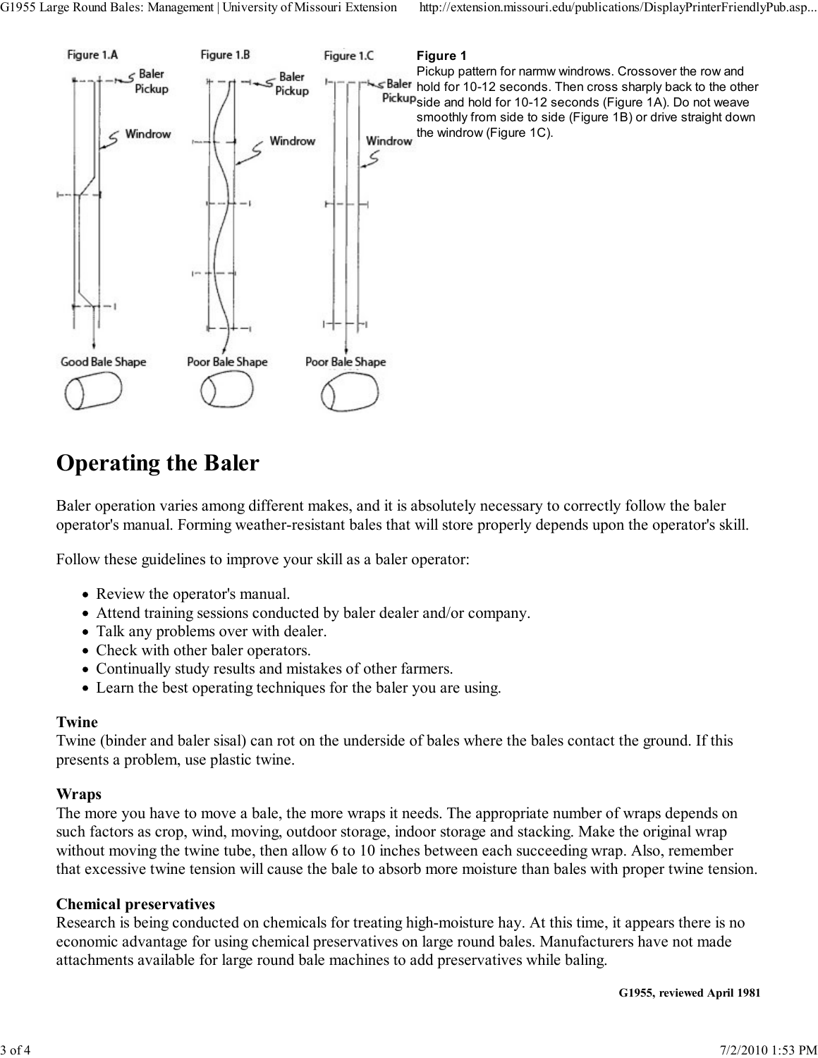**Figure 1**
Pickup pattern for narmw windrows. Crossover the row and hold for 10-12 seconds. Then cross sharply back to the other side and hold for 10-12 seconds (Figure 1A). Do not weave smoothly from side to side (Figure 1B) or drive straight down the windrow (Figure 1C).

# Operating the Baler

Baler operation varies among different makes, and it is absolutely necessary to correctly follow the baler operator's manual. Forming weather-resistant bales that will store properly depends upon the operator's skill.

Follow these guidelines to improve your skill as a baler operator:

- Review the operator's manual.
- Attend training sessions conducted by baler dealer and/or company.
- Talk any problems over with dealer.
- Check with other baler operators.
- Continually study results and mistakes of other farmers.
- Learn the best operating techniques for the baler you are using.

**Twine**
Twine (binder and baler sisal) can rot on the underside of bales where the bales contact the ground. If this presents a problem, use plastic twine.

**Wraps**
The more you have to move a bale, the more wraps it needs. The appropriate number of wraps depends on such factors as crop, wind, moving, outdoor storage, indoor storage and stacking. Make the original wrap without moving the twine tube, then allow 6 to 10 inches between each succeeding wrap. Also, remember that excessive twine tension will cause the bale to absorb more moisture than bales with proper twine tension.

**Chemical preservatives**
Research is being conducted on chemicals for treating high-moisture hay. At this time, it appears there is no economic advantage for using chemical preservatives on large round bales. Manufacturers have not made attachments available for large round bale machines to add preservatives while baling.

**G1955, reviewed April 1981**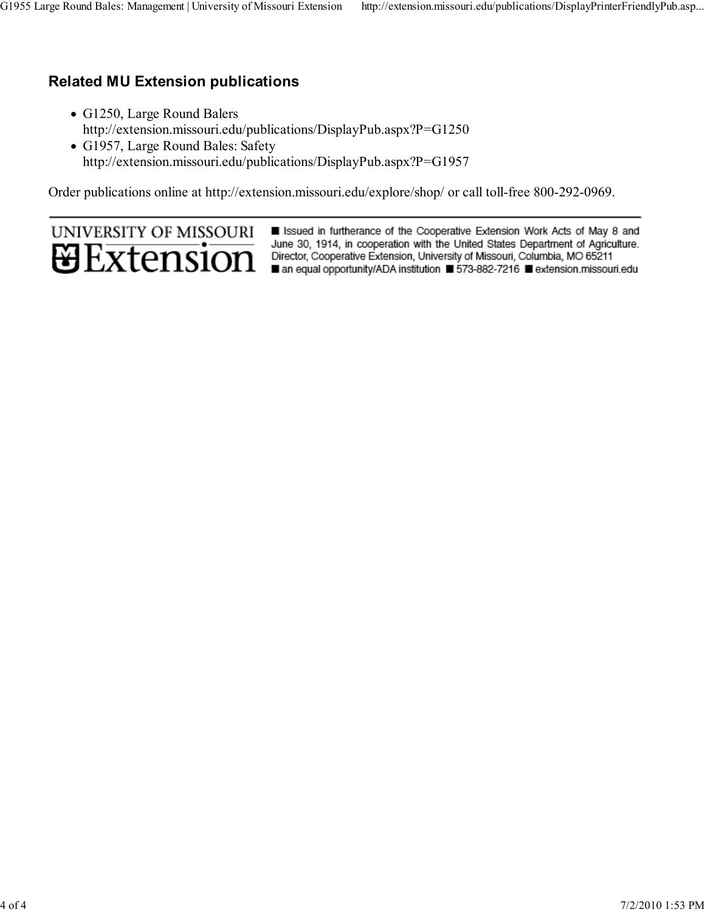## Related MU Extension publications

- G1250, Large Round Balers
  http://extension.missouri.edu/publications/DisplayPub.aspx?P=G1250
- G1957, Large Round Bales: Safety
  http://extension.missouri.edu/publications/DisplayPub.aspx?P=G1957

Order publications online at http://extension.missouri.edu/explore/shop/ or call toll-free 800-292-0969.

UNIVERSITY OF MISSOURI Extension

■ Issued in furtherance of the Cooperative Extension Work Acts of May 8 and June 30, 1914, in cooperation with the United States Department of Agriculture. Director, Cooperative Extension, University of Missouri, Columbia, MO 65211
■ an equal opportunity/ADA institution ■ 573-882-7216 ■ extension.missouri.edu